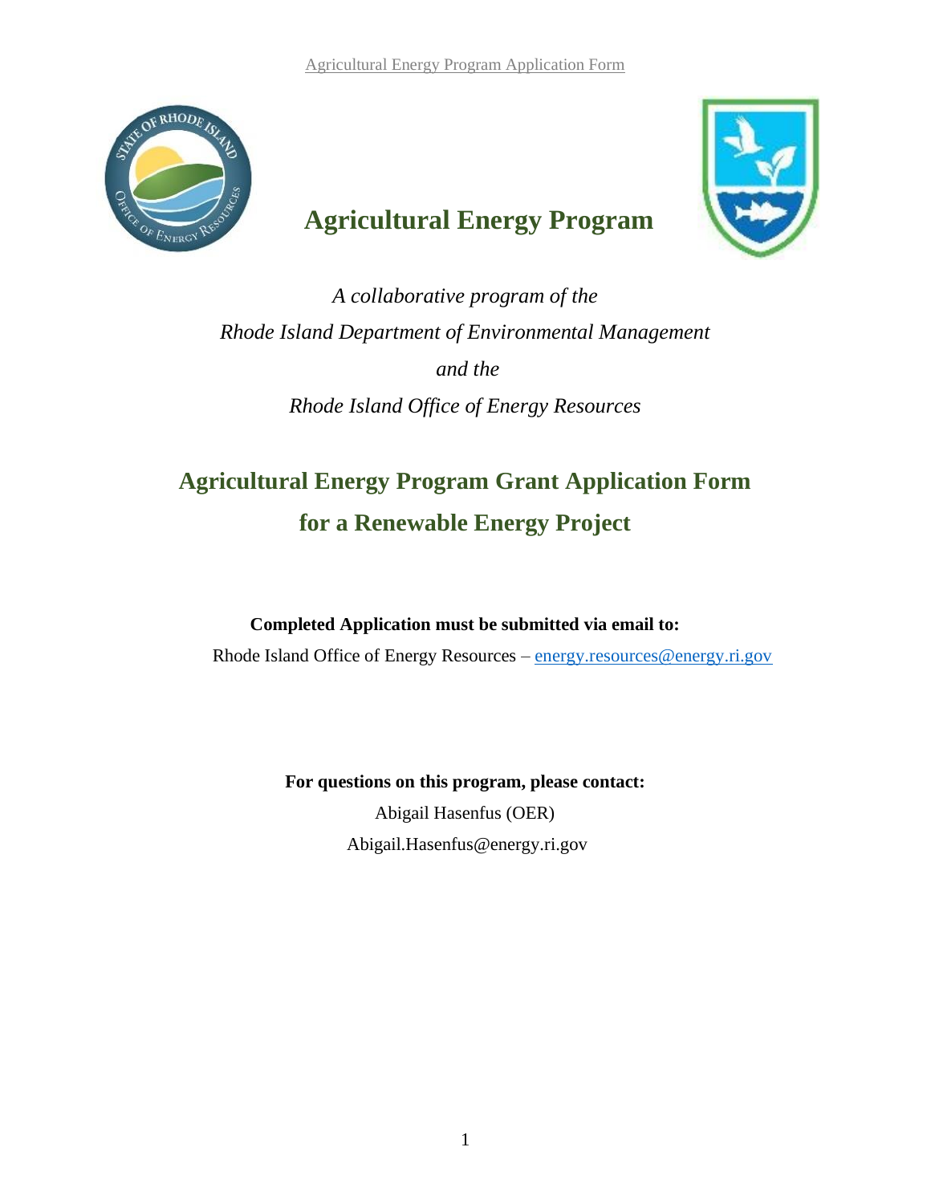# Agricultural Energy Program

*A collaborative program of the*

*Rhode Island Department of Environmental Management*

*and the*

*Rhode Island Office of Energy Resources*

## Agricultural Energy Program Grant Application Form for a Renewable Energy Project

**Completed Application must be submitted via email to:**

Rhode Island Office of Energy Resources – energy.resources@energy.ri.gov

**For questions on this program, please contact:**

Abigail Hasenfus (OER)

Abigail.Hasenfus@energy.ri.gov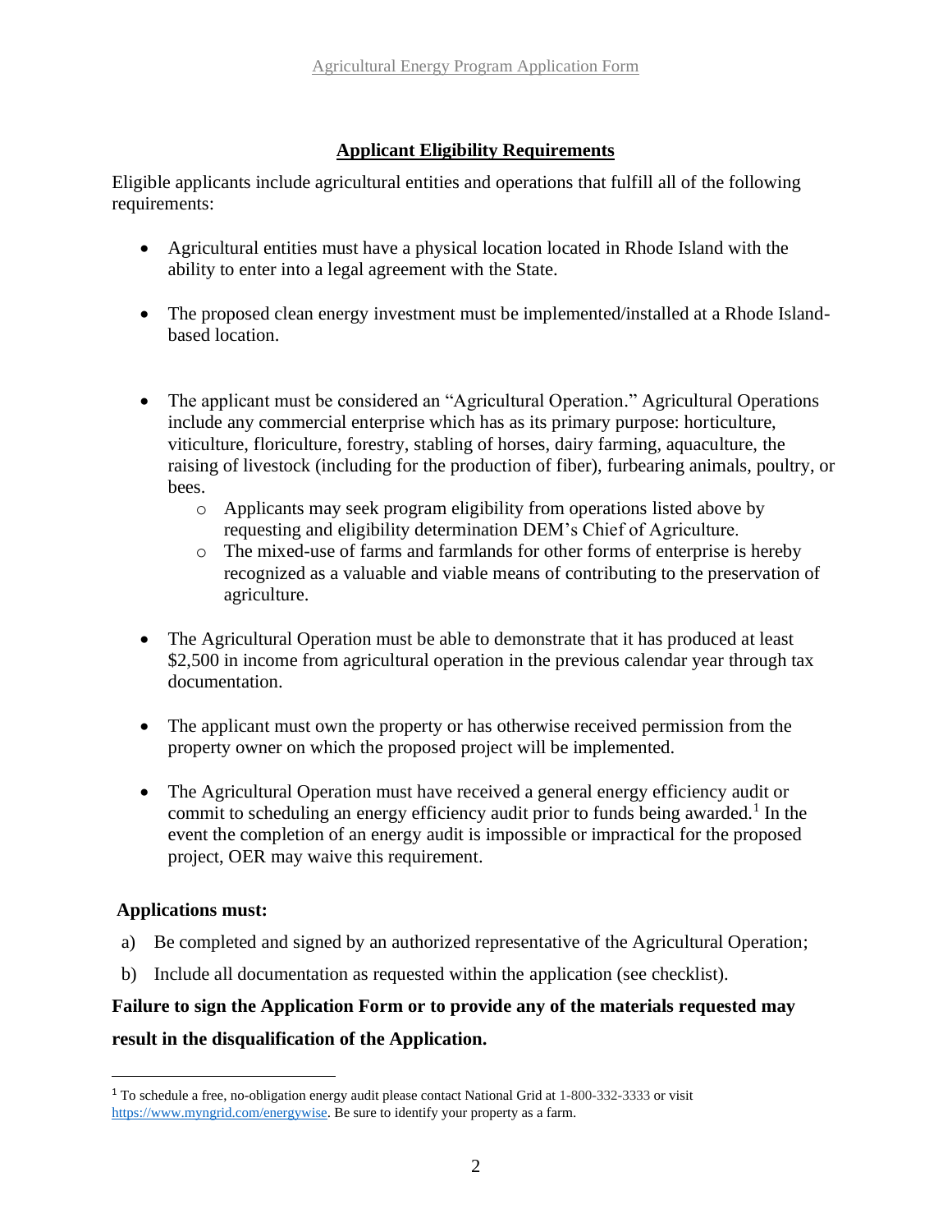## Applicant Eligibility Requirements

Eligible applicants include agricultural entities and operations that fulfill all of the following requirements:

- Agricultural entities must have a physical location located in Rhode Island with the ability to enter into a legal agreement with the State.
- The proposed clean energy investment must be implemented/installed at a Rhode Island-based location.
- The applicant must be considered an "Agricultural Operation." Agricultural Operations include any commercial enterprise which has as its primary purpose: horticulture, viticulture, floriculture, forestry, stabling of horses, dairy farming, aquaculture, the raising of livestock (including for the production of fiber), furbearing animals, poultry, or bees.
    - Applicants may seek program eligibility from operations listed above by requesting and eligibility determination DEM's Chief of Agriculture.
    - The mixed-use of farms and farmlands for other forms of enterprise is hereby recognized as a valuable and viable means of contributing to the preservation of agriculture.
- The Agricultural Operation must be able to demonstrate that it has produced at least $2,500 in income from agricultural operation in the previous calendar year through tax documentation.
- The applicant must own the property or has otherwise received permission from the property owner on which the proposed project will be implemented.
- The Agricultural Operation must have received a general energy efficiency audit or commit to scheduling an energy efficiency audit prior to funds being awarded.[1] In the event the completion of an energy audit is impossible or impractical for the proposed project, OER may waive this requirement.

**Applications must:**

a) Be completed and signed by an authorized representative of the Agricultural Operation;

b) Include all documentation as requested within the application (see checklist).

**Failure to sign the Application Form or to provide any of the materials requested may result in the disqualification of the Application.**

[1] To schedule a free, no-obligation energy audit please contact National Grid at 1-800-332-3333 or visit https://www.myngrid.com/energywise. Be sure to identify your property as a farm.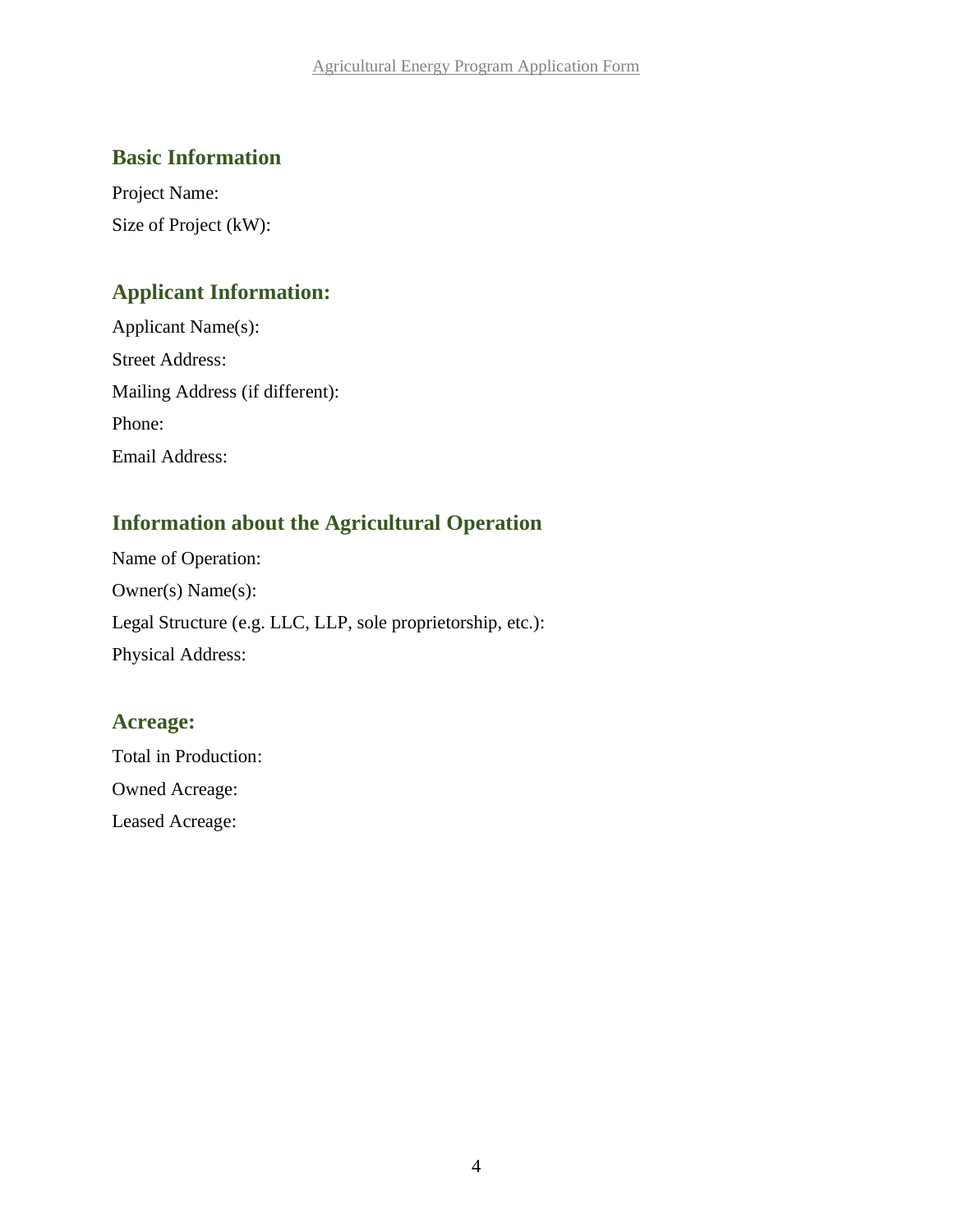## Basic Information

Project Name:

Size of Project (kW):

## Applicant Information:

Applicant Name(s):

Street Address:

Mailing Address (if different):

Phone:

Email Address:

## Information about the Agricultural Operation

Name of Operation:

Owner(s) Name(s):

Legal Structure (e.g. LLC, LLP, sole proprietorship, etc.):

Physical Address:

## Acreage:

Total in Production:

Owned Acreage:

Leased Acreage: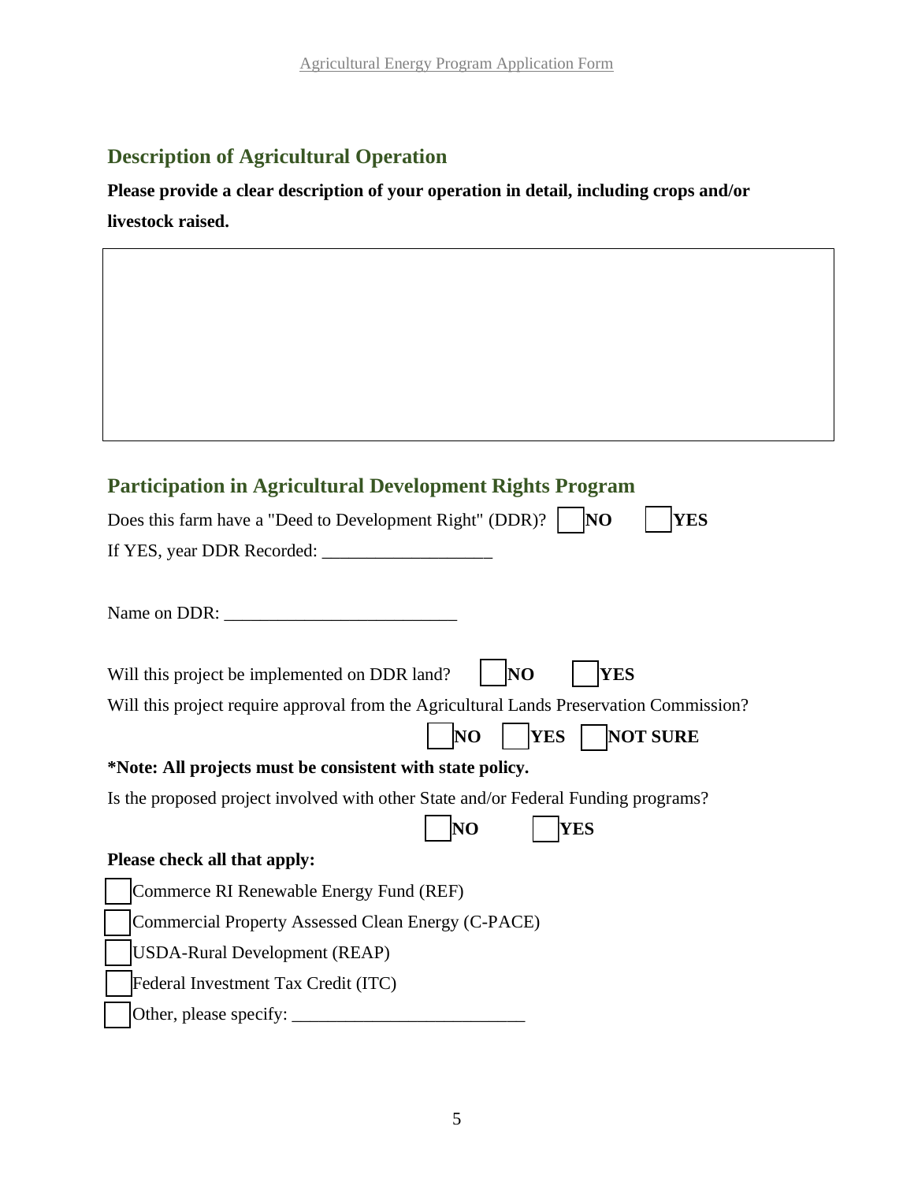## Description of Agricultural Operation

**Please provide a clear description of your operation in detail, including crops and/or livestock raised.**

## Participation in Agricultural Development Rights Program

Does this farm have a "Deed to Development Right" (DDR)? ☐ **NO** ☐ **YES**

If YES, year DDR Recorded: ___________________

Name on DDR: __________________________

Will this project be implemented on DDR land? ☐ **NO** ☐ **YES**

Will this project require approval from the Agricultural Lands Preservation Commission?

☐ **NO** ☐ **YES** ☐ **NOT SURE**

**\*Note: All projects must be consistent with state policy.**

Is the proposed project involved with other State and/or Federal Funding programs?

☐ **NO** ☐ **YES**

**Please check all that apply:**

☐ Commerce RI Renewable Energy Fund (REF)

☐ Commercial Property Assessed Clean Energy (C-PACE)

☐ USDA-Rural Development (REAP)

☐ Federal Investment Tax Credit (ITC)

☐ Other, please specify: __________________________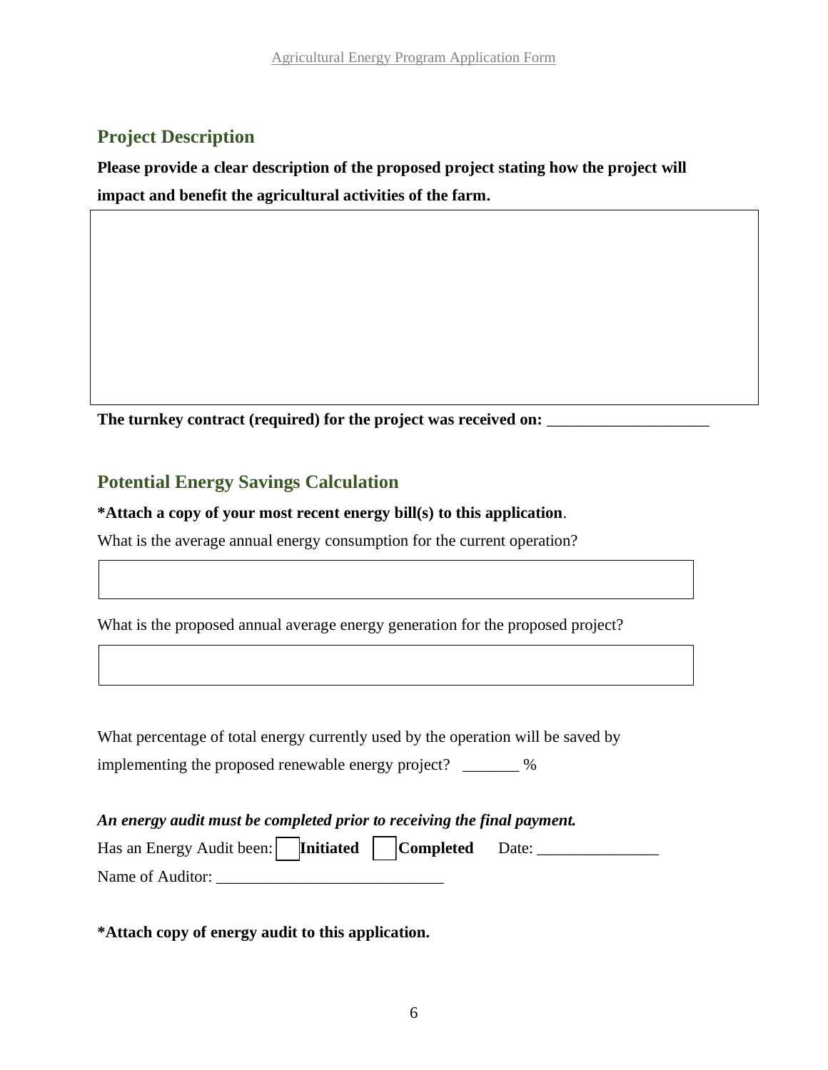## Project Description

**Please provide a clear description of the proposed project stating how the project will impact and benefit the agricultural activities of the farm.**

**The turnkey contract (required) for the project was received on:** ____________________

## Potential Energy Savings Calculation

***Attach a copy of your most recent energy bill(s) to this application**.

What is the average annual energy consumption for the current operation?

What is the proposed annual average energy generation for the proposed project?

What percentage of total energy currently used by the operation will be saved by implementing the proposed renewable energy project? _______ %

***An energy audit must be completed prior to receiving the final payment.***

Has an Energy Audit been: ☐ **Initiated** ☐ **Completed** Date: _______________

Name of Auditor: ____________________________

***Attach copy of energy audit to this application.**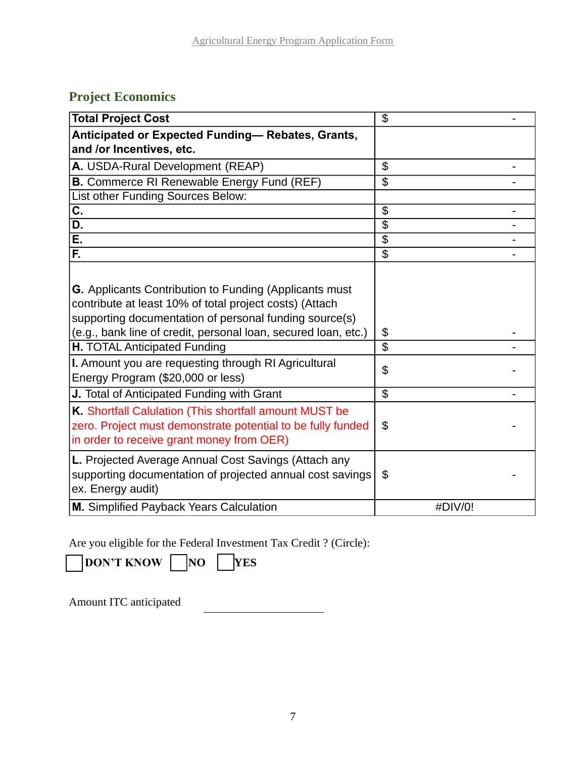## Project Economics

| Total Project Cost | $ - |
|---|---|
| **Anticipated or Expected Funding— Rebates, Grants, and /or Incentives, etc.** | |
| **A.** USDA-Rural Development (REAP) | $ - |
| **B.** Commerce RI Renewable Energy Fund (REF) | $ - |
| List other Funding Sources Below: | |
| **C.** | $ - |
| **D.** | $ - |
| **E.** | $ - |
| **F.** | $ - |
| **G.** Applicants Contribution to Funding (Applicants must contribute at least 10% of total project costs) (Attach supporting documentation of personal funding source(s) (e.g., bank line of credit, personal loan, secured loan, etc.) | $ - |
| **H.** TOTAL Anticipated Funding | $ - |
| **I.** Amount you are requesting through RI Agricultural Energy Program ($20,000 or less) | $ - |
| **J.** Total of Anticipated Funding with Grant | $ - |
| **K.** Shortfall Calulation (This shortfall amount MUST be zero. Project must demonstrate potential to be fully funded in order to receive grant money from OER) | $ - |
| **L.** Projected Average Annual Cost Savings (Attach any supporting documentation of projected annual cost savings ex. Energy audit) | $ - |
| **M.** Simplified Payback Years Calculation | #DIV/0! |

Are you eligible for the Federal Investment Tax Credit ? (Circle):

☐ **DON'T KNOW** ☐ **NO** ☐ **YES**

Amount ITC anticipated \_\_\_\_\_\_\_\_\_\_\_\_\_\_\_\_\_\_\_\_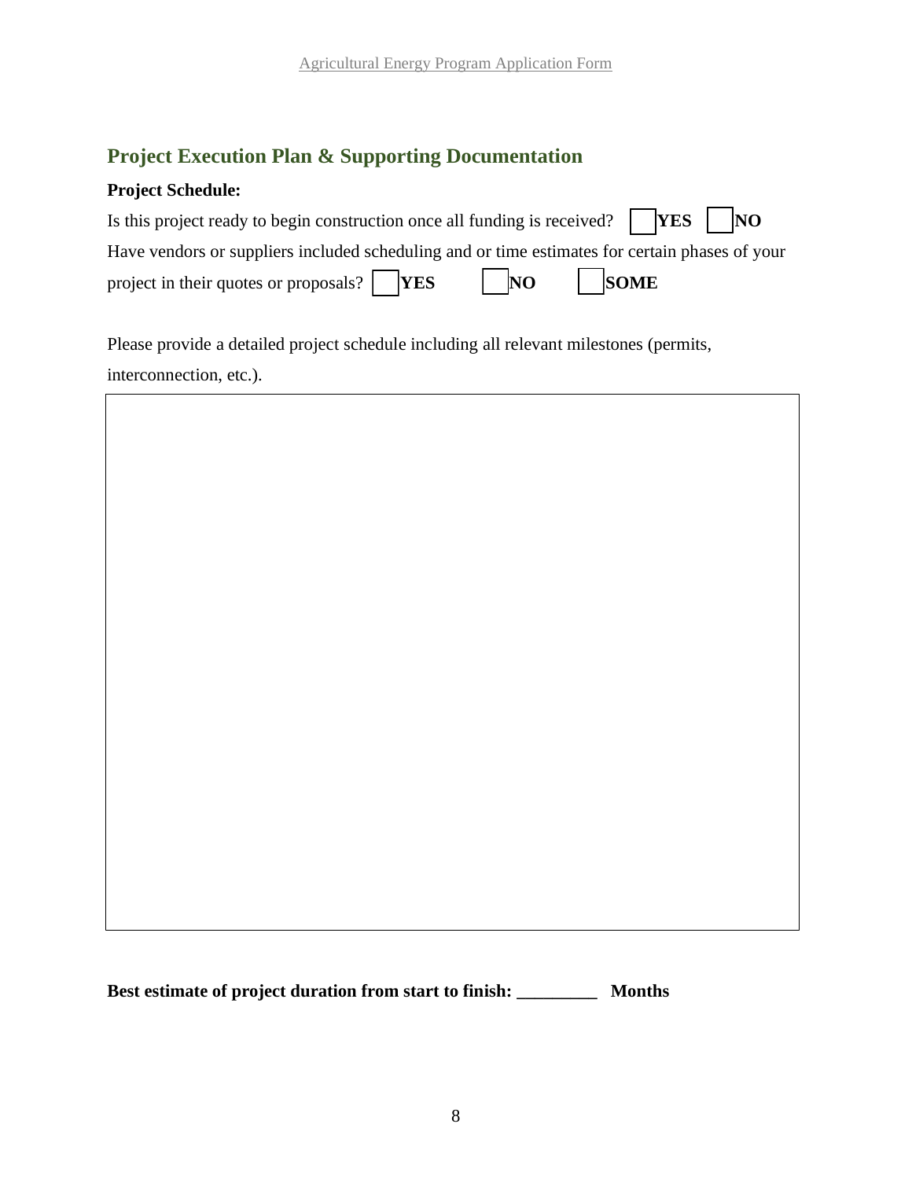## Project Execution Plan & Supporting Documentation

**Project Schedule:**

Is this project ready to begin construction once all funding is received? ☐ **YES** ☐ **NO**

Have vendors or suppliers included scheduling and or time estimates for certain phases of your project in their quotes or proposals? ☐ **YES** ☐ **NO** ☐ **SOME**

Please provide a detailed project schedule including all relevant milestones (permits, interconnection, etc.).

| |
|---|
| |

**Best estimate of project duration from start to finish: _________ Months**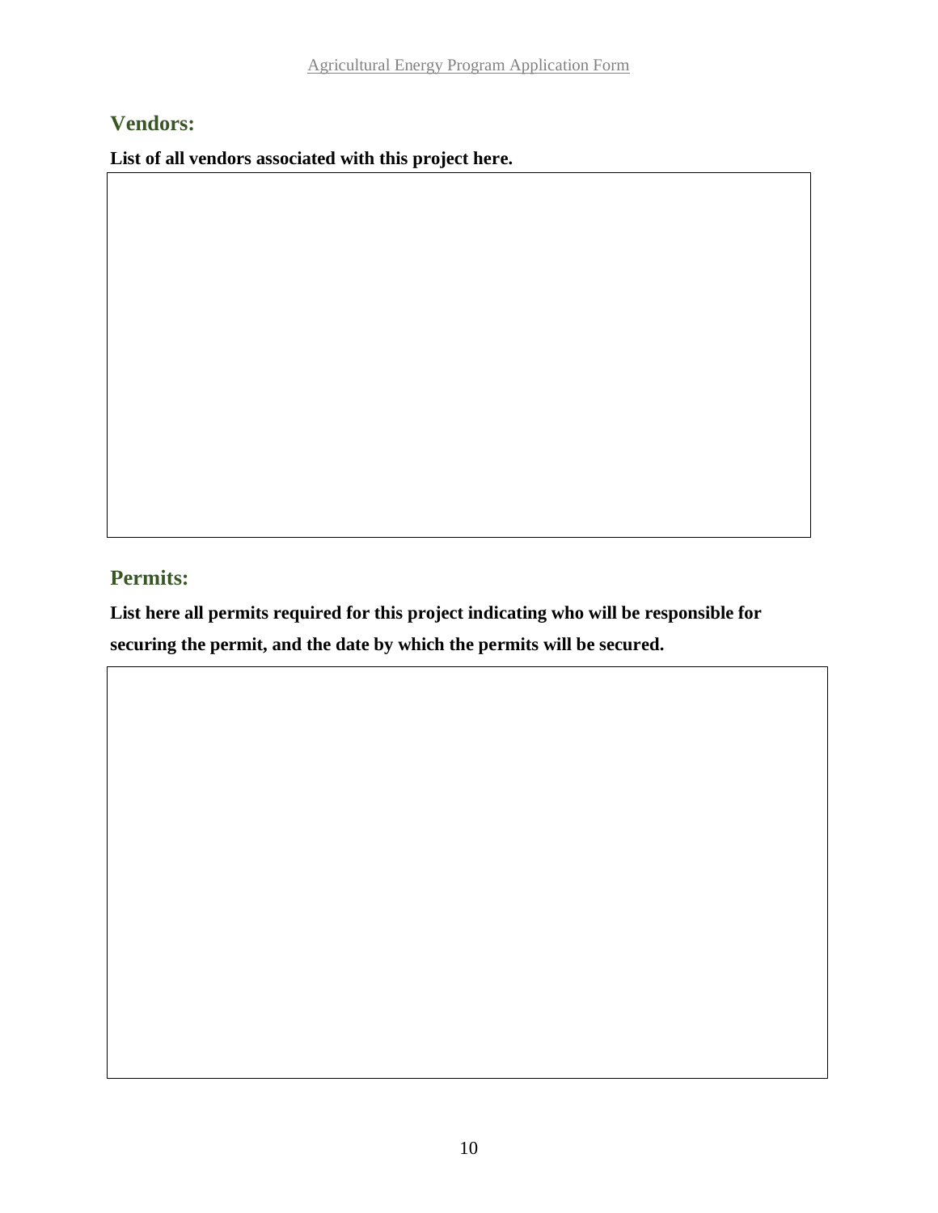## Vendors:

**List of all vendors associated with this project here.**

## Permits:

**List here all permits required for this project indicating who will be responsible for securing the permit, and the date by which the permits will be secured.**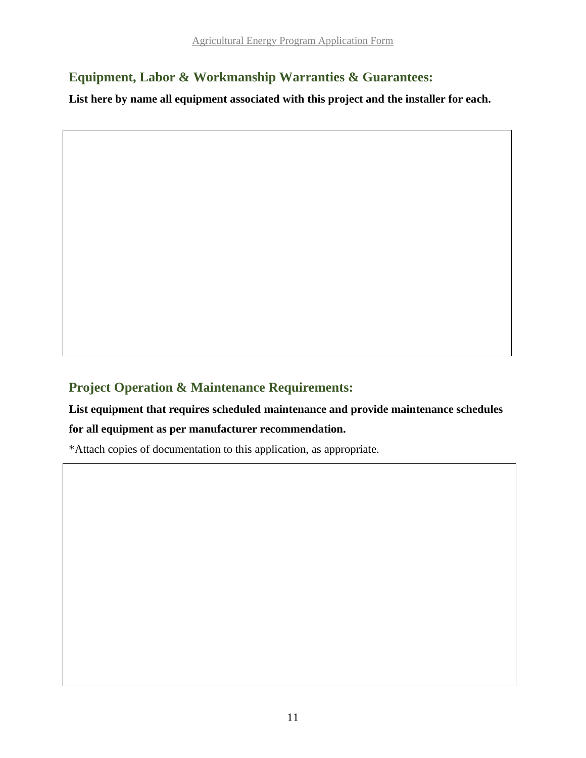## Equipment, Labor & Workmanship Warranties & Guarantees:

**List here by name all equipment associated with this project and the installer for each.**

## Project Operation & Maintenance Requirements:

**List equipment that requires scheduled maintenance and provide maintenance schedules for all equipment as per manufacturer recommendation.**

*Attach copies of documentation to this application, as appropriate.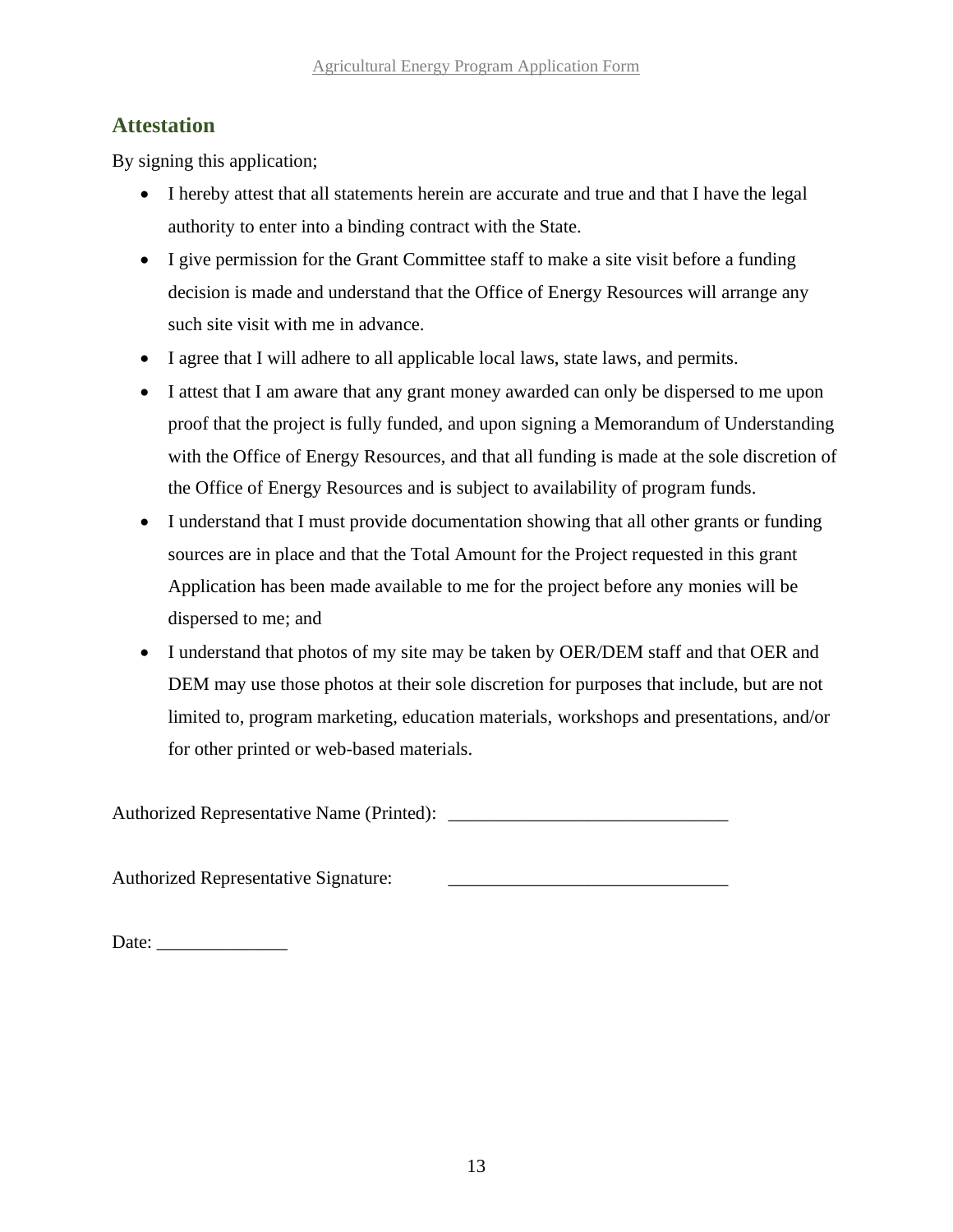## Attestation

By signing this application;

- I hereby attest that all statements herein are accurate and true and that I have the legal authority to enter into a binding contract with the State.
- I give permission for the Grant Committee staff to make a site visit before a funding decision is made and understand that the Office of Energy Resources will arrange any such site visit with me in advance.
- I agree that I will adhere to all applicable local laws, state laws, and permits.
- I attest that I am aware that any grant money awarded can only be dispersed to me upon proof that the project is fully funded, and upon signing a Memorandum of Understanding with the Office of Energy Resources, and that all funding is made at the sole discretion of the Office of Energy Resources and is subject to availability of program funds.
- I understand that I must provide documentation showing that all other grants or funding sources are in place and that the Total Amount for the Project requested in this grant Application has been made available to me for the project before any monies will be dispersed to me; and
- I understand that photos of my site may be taken by OER/DEM staff and that OER and DEM may use those photos at their sole discretion for purposes that include, but are not limited to, program marketing, education materials, workshops and presentations, and/or for other printed or web-based materials.

Authorized Representative Name (Printed): ______________________________

Authorized Representative Signature: ______________________________

Date: ______________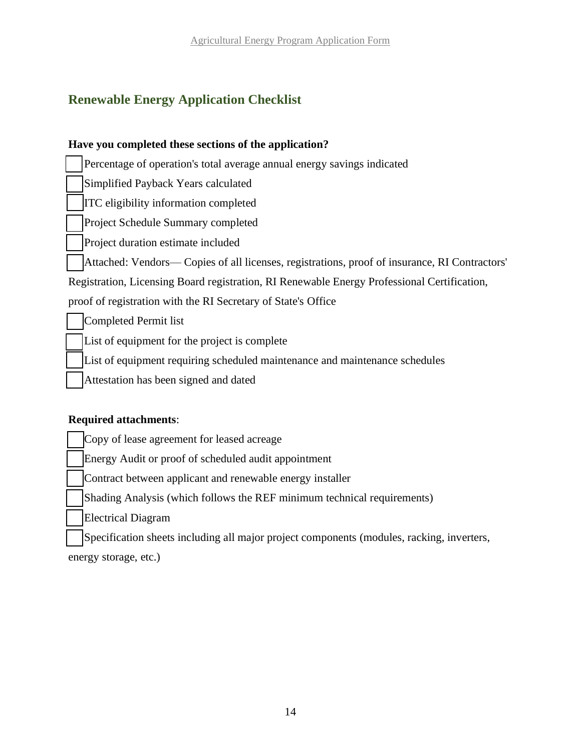## Renewable Energy Application Checklist

**Have you completed these sections of the application?**

- [ ] Percentage of operation's total average annual energy savings indicated
- [ ] Simplified Payback Years calculated
- [ ] ITC eligibility information completed
- [ ] Project Schedule Summary completed
- [ ] Project duration estimate included
- [ ] Attached: Vendors— Copies of all licenses, registrations, proof of insurance, RI Contractors' Registration, Licensing Board registration, RI Renewable Energy Professional Certification, proof of registration with the RI Secretary of State's Office
- [ ] Completed Permit list
- [ ] List of equipment for the project is complete
- [ ] List of equipment requiring scheduled maintenance and maintenance schedules
- [ ] Attestation has been signed and dated

**Required attachments**:

- [ ] Copy of lease agreement for leased acreage
- [ ] Energy Audit or proof of scheduled audit appointment
- [ ] Contract between applicant and renewable energy installer
- [ ] Shading Analysis (which follows the REF minimum technical requirements)
- [ ] Electrical Diagram
- [ ] Specification sheets including all major project components (modules, racking, inverters, energy storage, etc.)